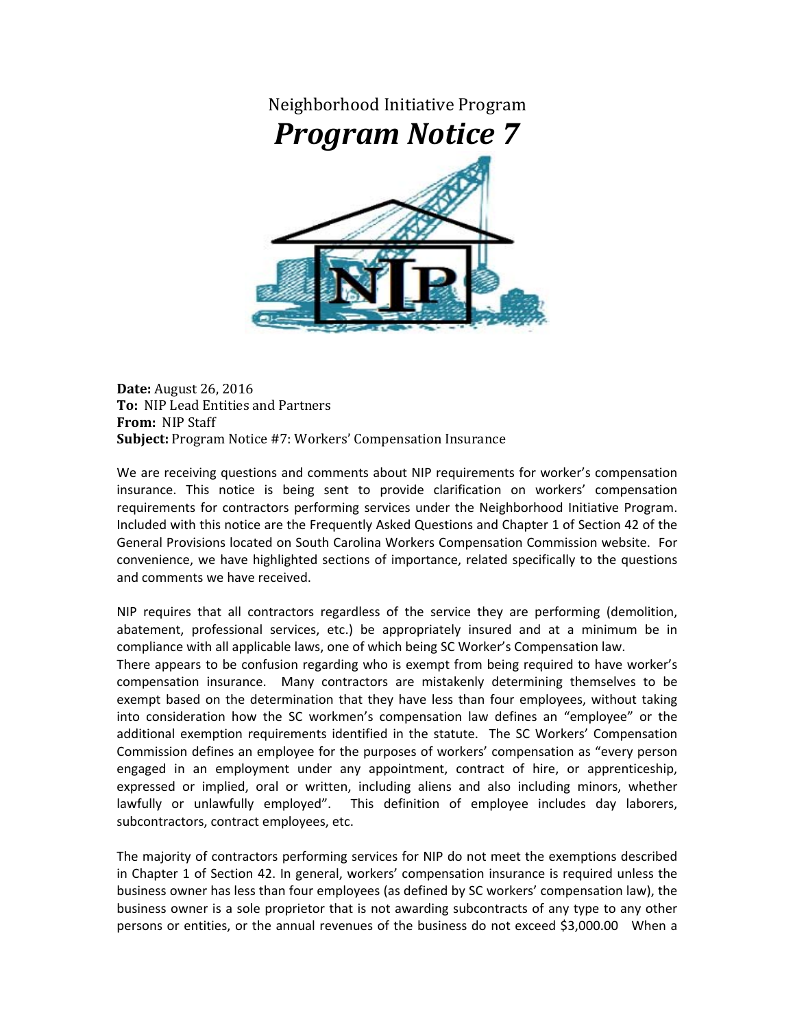Neighborhood Initiative Program

# *Program Notice 7*

**Date:** August 26, 2016
**To:** NIP Lead Entities and Partners
**From:** NIP Staff
**Subject:** Program Notice #7: Workers' Compensation Insurance

We are receiving questions and comments about NIP requirements for worker's compensation insurance. This notice is being sent to provide clarification on workers' compensation requirements for contractors performing services under the Neighborhood Initiative Program. Included with this notice are the Frequently Asked Questions and Chapter 1 of Section 42 of the General Provisions located on South Carolina Workers Compensation Commission website. For convenience, we have highlighted sections of importance, related specifically to the questions and comments we have received.

NIP requires that all contractors regardless of the service they are performing (demolition, abatement, professional services, etc.) be appropriately insured and at a minimum be in compliance with all applicable laws, one of which being SC Worker's Compensation law.
There appears to be confusion regarding who is exempt from being required to have worker's compensation insurance. Many contractors are mistakenly determining themselves to be exempt based on the determination that they have less than four employees, without taking into consideration how the SC workmen's compensation law defines an "employee" or the additional exemption requirements identified in the statute. The SC Workers' Compensation Commission defines an employee for the purposes of workers' compensation as "every person engaged in an employment under any appointment, contract of hire, or apprenticeship, expressed or implied, oral or written, including aliens and also including minors, whether lawfully or unlawfully employed". This definition of employee includes day laborers, subcontractors, contract employees, etc.

The majority of contractors performing services for NIP do not meet the exemptions described in Chapter 1 of Section 42. In general, workers' compensation insurance is required unless the business owner has less than four employees (as defined by SC workers' compensation law), the business owner is a sole proprietor that is not awarding subcontracts of any type to any other persons or entities, or the annual revenues of the business do not exceed $3,000.00 When a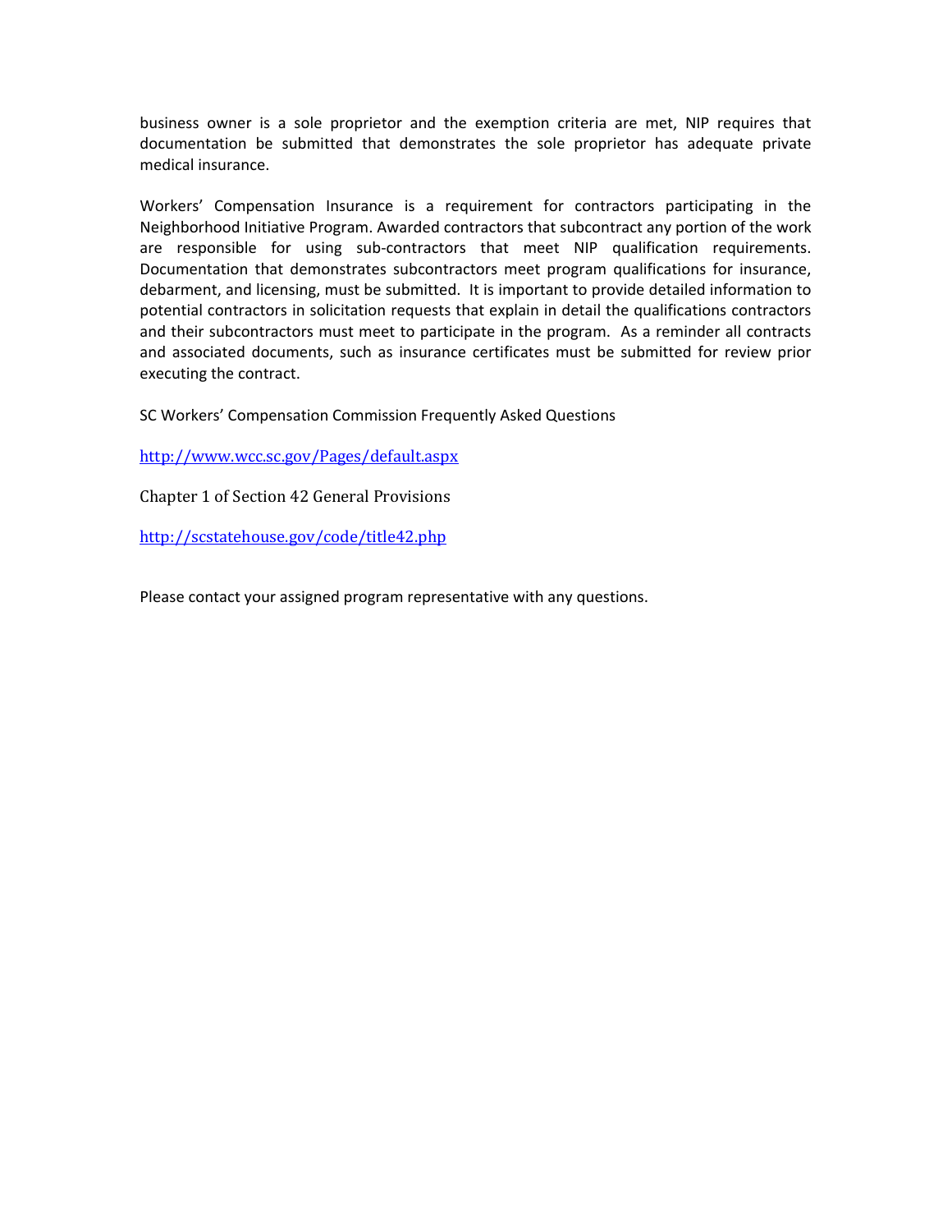business owner is a sole proprietor and the exemption criteria are met, NIP requires that documentation be submitted that demonstrates the sole proprietor has adequate private medical insurance.

Workers' Compensation Insurance is a requirement for contractors participating in the Neighborhood Initiative Program. Awarded contractors that subcontract any portion of the work are responsible for using sub-contractors that meet NIP qualification requirements. Documentation that demonstrates subcontractors meet program qualifications for insurance, debarment, and licensing, must be submitted. It is important to provide detailed information to potential contractors in solicitation requests that explain in detail the qualifications contractors and their subcontractors must meet to participate in the program. As a reminder all contracts and associated documents, such as insurance certificates must be submitted for review prior executing the contract.

SC Workers' Compensation Commission Frequently Asked Questions

[http://www.wcc.sc.gov/Pages/default.aspx](http://www.wcc.sc.gov/Pages/default.aspx)

Chapter 1 of Section 42 General Provisions

[http://scstatehouse.gov/code/title42.php](http://scstatehouse.gov/code/title42.php)

Please contact your assigned program representative with any questions.